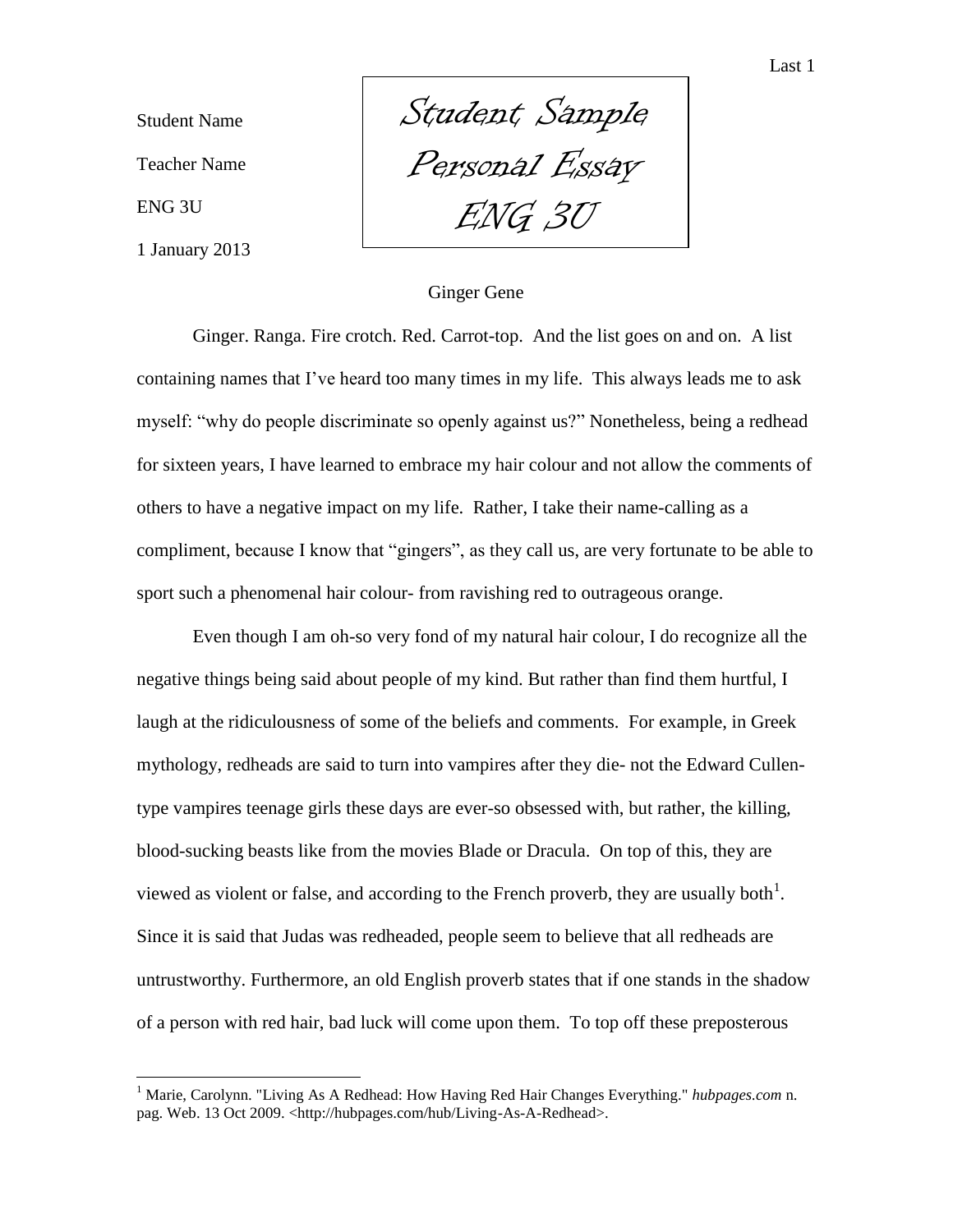Student Name

Teacher Name

ENG 3U

1 January 2013

*Student Sample Personal Essay ENG 3U*

# Ginger Gene

Ginger. Ranga. Fire crotch. Red. Carrot-top. And the list goes on and on. A list containing names that I've heard too many times in my life. This always leads me to ask myself: "why do people discriminate so openly against us?" Nonetheless, being a redhead for sixteen years, I have learned to embrace my hair colour and not allow the comments of others to have a negative impact on my life. Rather, I take their name-calling as a compliment, because I know that "gingers", as they call us, are very fortunate to be able to sport such a phenomenal hair colour- from ravishing red to outrageous orange.

Even though I am oh-so very fond of my natural hair colour, I do recognize all the negative things being said about people of my kind. But rather than find them hurtful, I laugh at the ridiculousness of some of the beliefs and comments. For example, in Greek mythology, redheads are said to turn into vampires after they die- not the Edward Cullen-type vampires teenage girls these days are ever-so obsessed with, but rather, the killing, blood-sucking beasts like from the movies Blade or Dracula. On top of this, they are viewed as violent or false, and according to the French proverb, they are usually both[1]. Since it is said that Judas was redheaded, people seem to believe that all redheads are untrustworthy. Furthermore, an old English proverb states that if one stands in the shadow of a person with red hair, bad luck will come upon them. To top off these preposterous

---

[1] Marie, Carolynn. "Living As A Redhead: How Having Red Hair Changes Everything." *hubpages.com* n. pag. Web. 13 Oct 2009. <http://hubpages.com/hub/Living-As-A-Redhead>.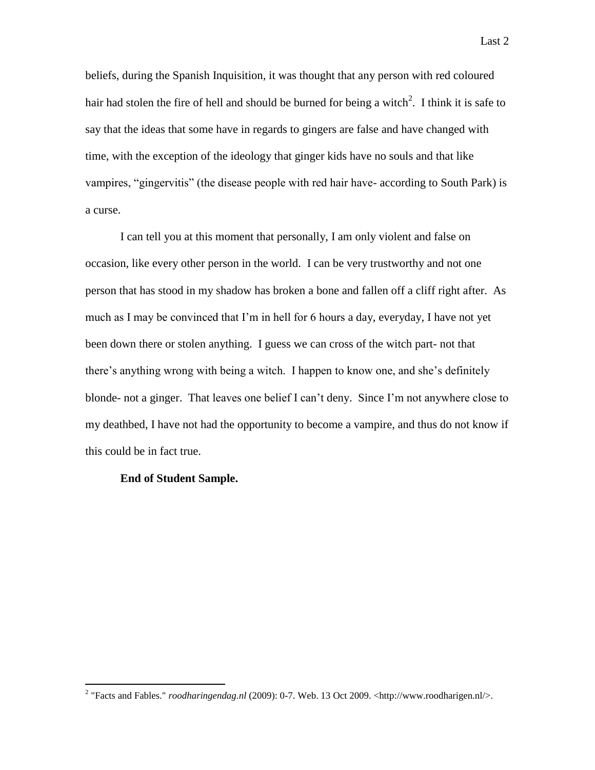beliefs, during the Spanish Inquisition, it was thought that any person with red coloured hair had stolen the fire of hell and should be burned for being a witch[2]. I think it is safe to say that the ideas that some have in regards to gingers are false and have changed with time, with the exception of the ideology that ginger kids have no souls and that like vampires, "gingervitis" (the disease people with red hair have- according to South Park) is a curse.

I can tell you at this moment that personally, I am only violent and false on occasion, like every other person in the world. I can be very trustworthy and not one person that has stood in my shadow has broken a bone and fallen off a cliff right after. As much as I may be convinced that I'm in hell for 6 hours a day, everyday, I have not yet been down there or stolen anything. I guess we can cross of the witch part- not that there's anything wrong with being a witch. I happen to know one, and she's definitely blonde- not a ginger. That leaves one belief I can't deny. Since I'm not anywhere close to my deathbed, I have not had the opportunity to become a vampire, and thus do not know if this could be in fact true.

**End of Student Sample.**

---

[2] "Facts and Fables." *roodharingendag.nl* (2009): 0-7. Web. 13 Oct 2009. <http://www.roodharigen.nl/>.